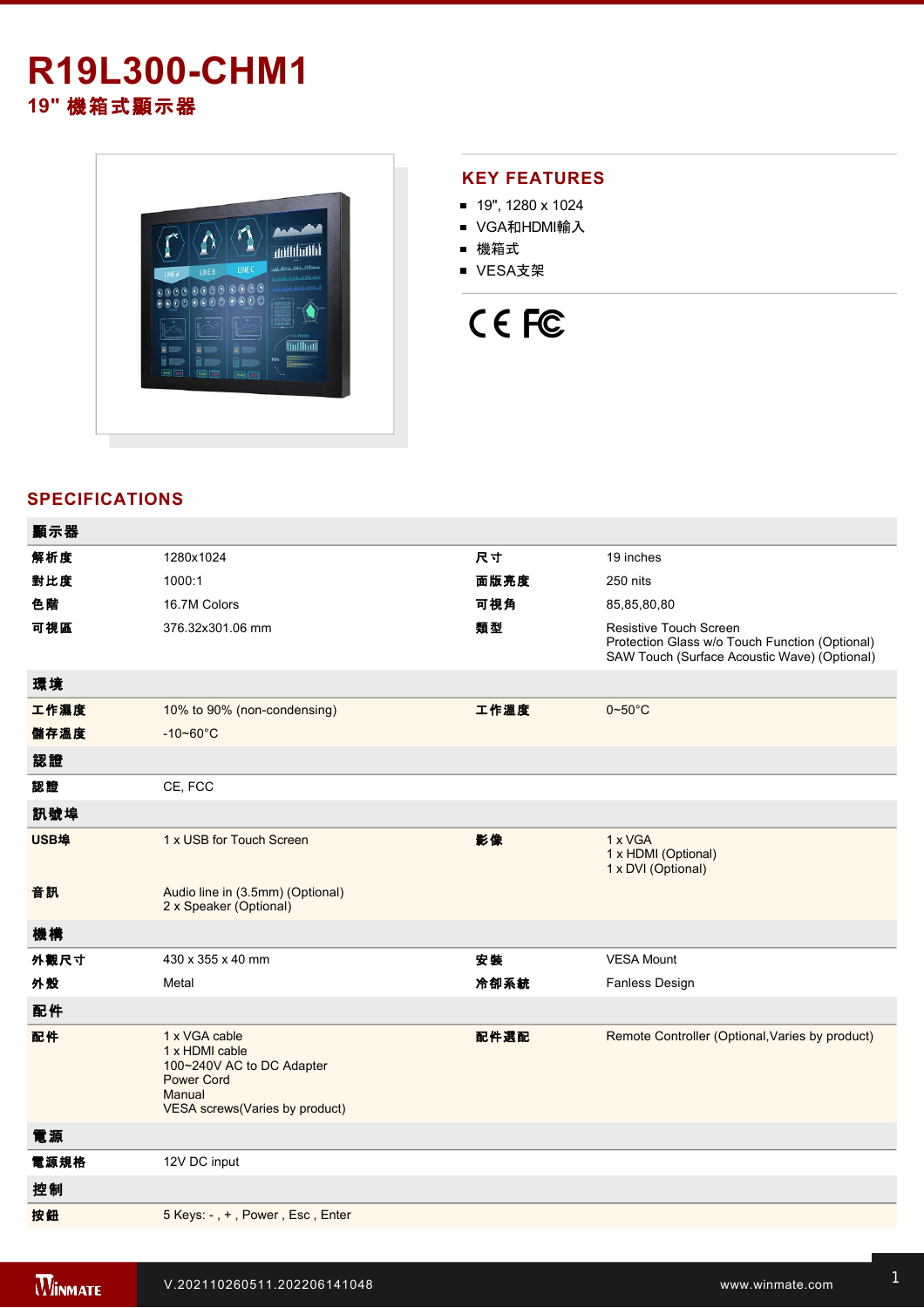# R19L300-CHM1

## 19" 機箱式顯示器

## KEY FEATURES

- 19", 1280 x 1024
- VGA和HDMI輸入
- 機箱式
- VESA支架

## SPECIFICATIONS

| 顯示器 | | | |
|---|---|---|---|
| 解析度 | 1280x1024 | 尺寸 | 19 inches |
| 對比度 | 1000:1 | 面版亮度 | 250 nits |
| 色階 | 16.7M Colors | 可視角 | 85,85,80,80 |
| 可視區 | 376.32x301.06 mm | 類型 | Resistive Touch Screen<br>Protection Glass w/o Touch Function (Optional)<br>SAW Touch (Surface Acoustic Wave) (Optional) |
| **環境** | | | |
| 工作濕度 | 10% to 90% (non-condensing) | 工作溫度 | 0~50°C |
| 儲存溫度 | -10~60°C | | |
| **認證** | | | |
| 認證 | CE, FCC | | |
| **訊號埠** | | | |
| USB埠 | 1 x USB for Touch Screen | 影像 | 1 x VGA<br>1 x HDMI (Optional)<br>1 x DVI (Optional) |
| 音訊 | Audio line in (3.5mm) (Optional)<br>2 x Speaker (Optional) | | |
| **機構** | | | |
| 外觀尺寸 | 430 x 355 x 40 mm | 安裝 | VESA Mount |
| 外殼 | Metal | 冷卻系統 | Fanless Design |
| **配件** | | | |
| 配件 | 1 x VGA cable<br>1 x HDMI cable<br>100~240V AC to DC Adapter<br>Power Cord<br>Manual<br>VESA screws(Varies by product) | 配件選配 | Remote Controller (Optional,Varies by product) |
| **電源** | | | |
| 電源規格 | 12V DC input | | |
| **控制** | | | |
| 按鈕 | 5 Keys: - , + , Power , Esc , Enter | | |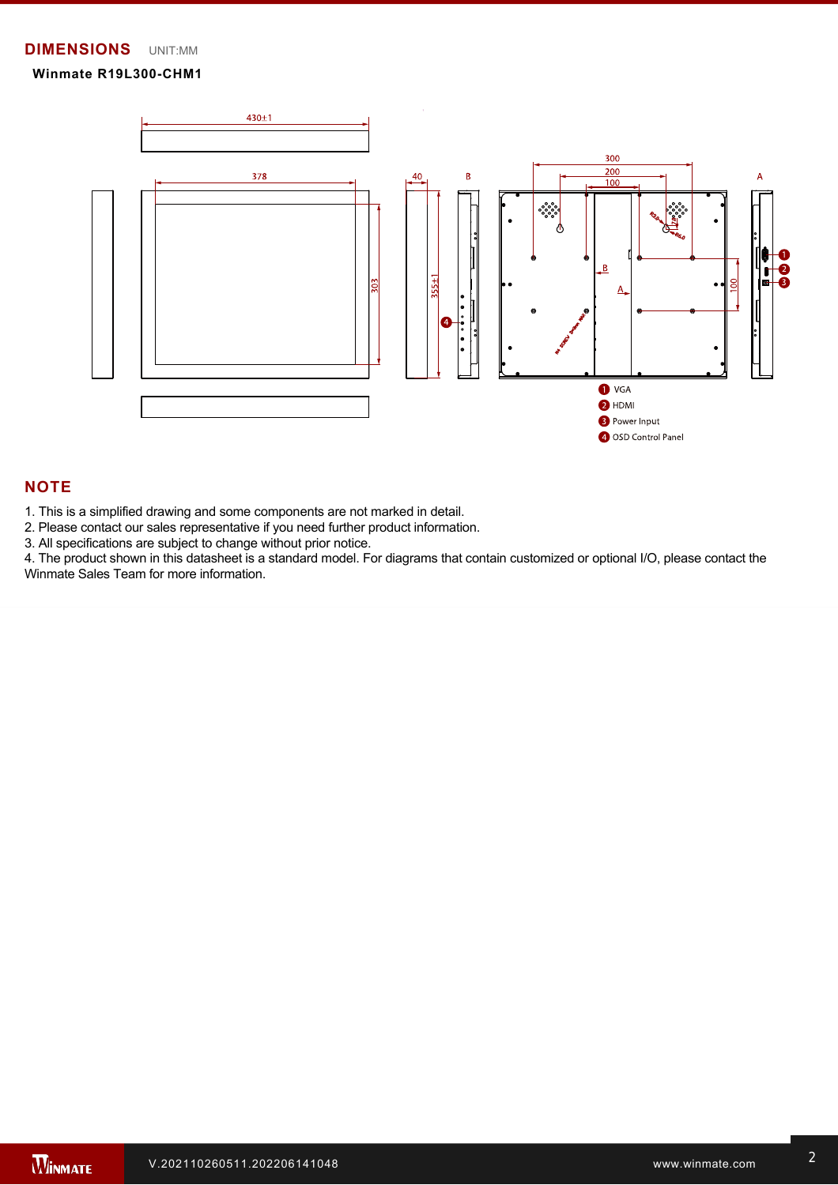## DIMENSIONS UNIT:MM

**Winmate R19L300-CHM1**

430±1

378

303

40

355±1

B

300

200

100

A

B

A

100

1 VGA
2 HDMI
3 Power Input
4 OSD Control Panel

## NOTE

1. This is a simplified drawing and some components are not marked in detail.
2. Please contact our sales representative if you need further product information.
3. All specifications are subject to change without prior notice.
4. The product shown in this datasheet is a standard model. For diagrams that contain customized or optional I/O, please contact the Winmate Sales Team for more information.